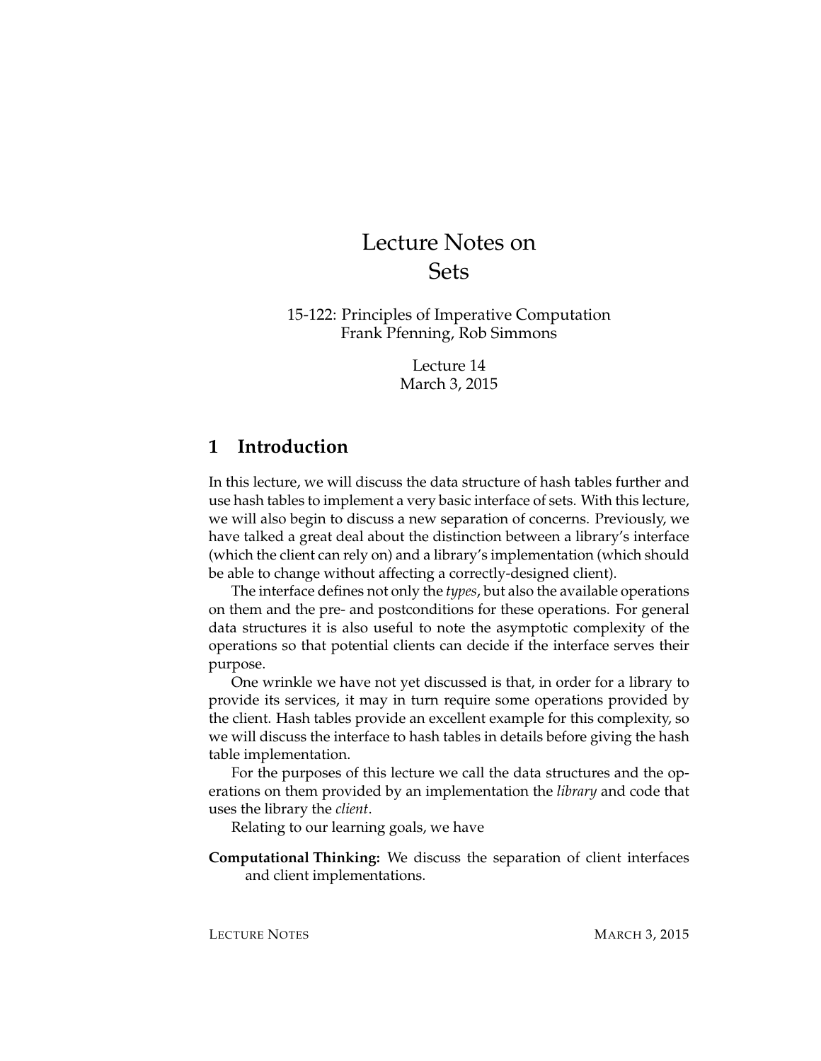# Lecture Notes on Sets

15-122: Principles of Imperative Computation
Frank Pfenning, Rob Simmons

Lecture 14
March 3, 2015

## 1 Introduction

In this lecture, we will discuss the data structure of hash tables further and use hash tables to implement a very basic interface of sets. With this lecture, we will also begin to discuss a new separation of concerns. Previously, we have talked a great deal about the distinction between a library's interface (which the client can rely on) and a library's implementation (which should be able to change without affecting a correctly-designed client).

The interface defines not only the *types*, but also the available operations on them and the pre- and postconditions for these operations. For general data structures it is also useful to note the asymptotic complexity of the operations so that potential clients can decide if the interface serves their purpose.

One wrinkle we have not yet discussed is that, in order for a library to provide its services, it may in turn require some operations provided by the client. Hash tables provide an excellent example for this complexity, so we will discuss the interface to hash tables in details before giving the hash table implementation.

For the purposes of this lecture we call the data structures and the operations on them provided by an implementation the *library* and code that uses the library the *client*.

Relating to our learning goals, we have

**Computational Thinking:** We discuss the separation of client interfaces and client implementations.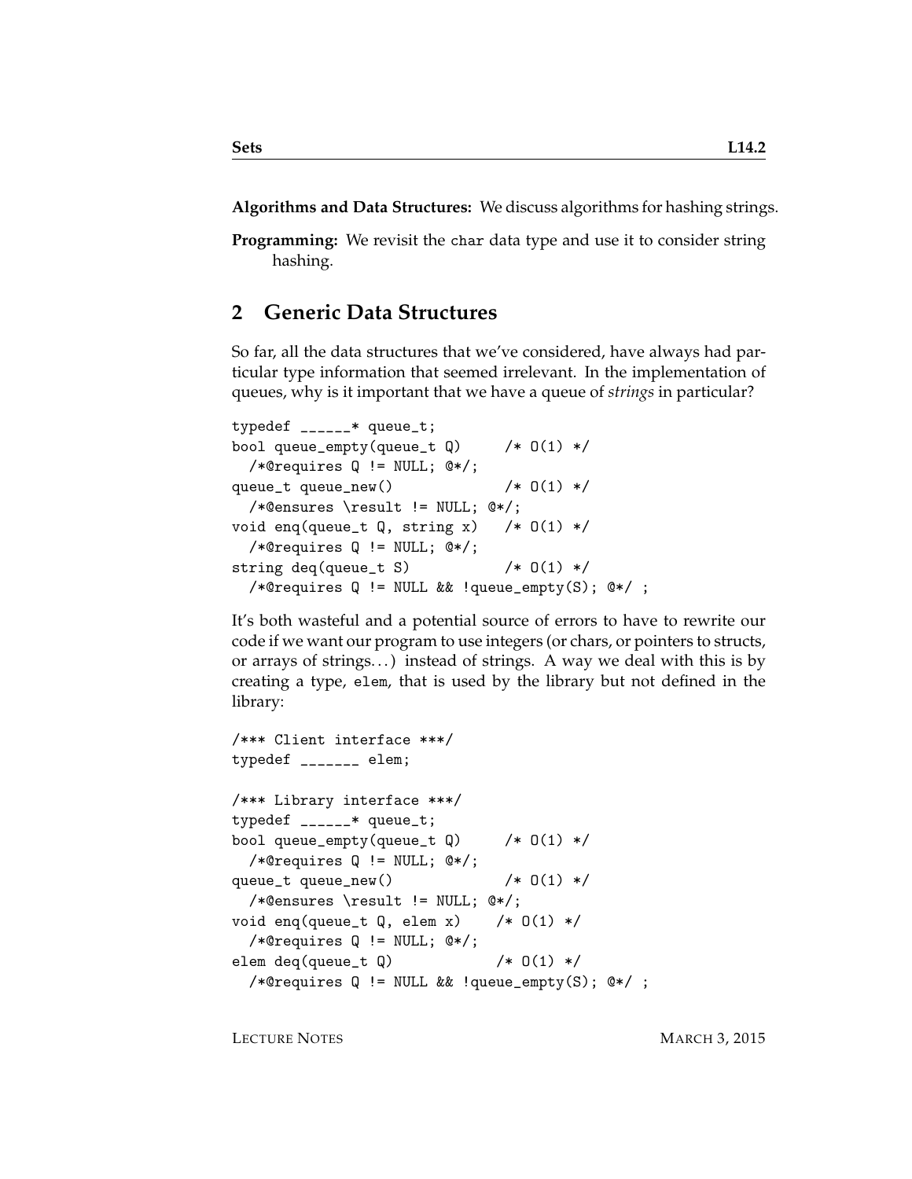**Algorithms and Data Structures:** We discuss algorithms for hashing strings.

**Programming:** We revisit the `char` data type and use it to consider string hashing.

## 2 Generic Data Structures

So far, all the data structures that we've considered, have always had particular type information that seemed irrelevant. In the implementation of queues, why is it important that we have a queue of *strings* in particular?

```
typedef ______* queue_t;
bool queue_empty(queue_t Q)     /* O(1) */
  /*@requires Q != NULL; @*/;
queue_t queue_new()             /* O(1) */
  /*@ensures \result != NULL; @*/;
void enq(queue_t Q, string x)   /* O(1) */
  /*@requires Q != NULL; @*/;
string deq(queue_t S)           /* O(1) */
  /*@requires Q != NULL && !queue_empty(S); @*/ ;
```

It's both wasteful and a potential source of errors to have to rewrite our code if we want our program to use integers (or chars, or pointers to structs, or arrays of strings…) instead of strings. A way we deal with this is by creating a type, `elem`, that is used by the library but not defined in the library:

```
/*** Client interface ***/
typedef _______ elem;

/*** Library interface ***/
typedef ______* queue_t;
bool queue_empty(queue_t Q)     /* O(1) */
  /*@requires Q != NULL; @*/;
queue_t queue_new()             /* O(1) */
  /*@ensures \result != NULL; @*/;
void enq(queue_t Q, elem x)    /* O(1) */
  /*@requires Q != NULL; @*/;
elem deq(queue_t Q)            /* O(1) */
  /*@requires Q != NULL && !queue_empty(S); @*/ ;
```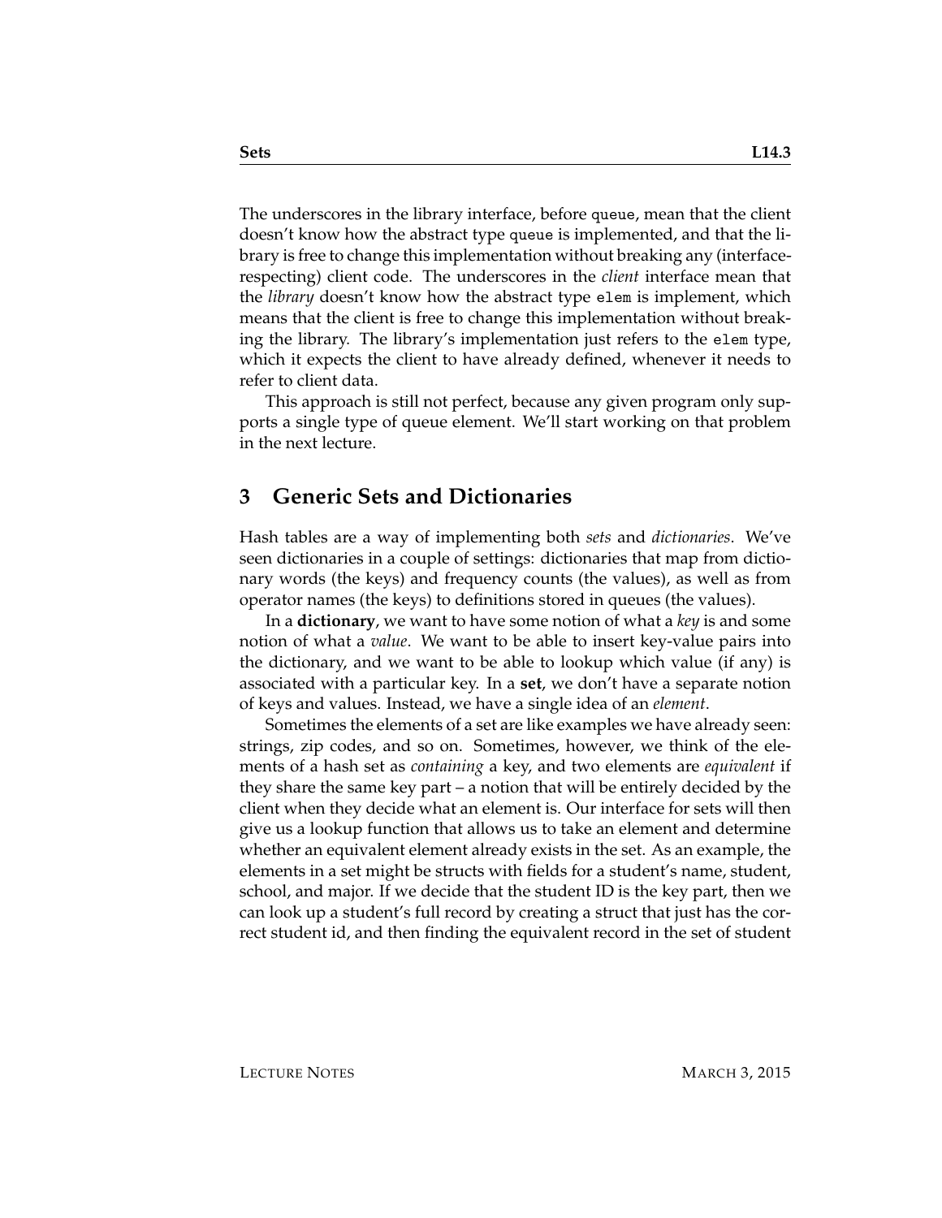The underscores in the library interface, before `queue`, mean that the client doesn't know how the abstract type `queue` is implemented, and that the library is free to change this implementation without breaking any (interface-respecting) client code. The underscores in the *client* interface mean that the *library* doesn't know how the abstract type `elem` is implement, which means that the client is free to change this implementation without breaking the library. The library's implementation just refers to the `elem` type, which it expects the client to have already defined, whenever it needs to refer to client data.

This approach is still not perfect, because any given program only supports a single type of queue element. We'll start working on that problem in the next lecture.

## 3 Generic Sets and Dictionaries

Hash tables are a way of implementing both *sets* and *dictionaries*. We've seen dictionaries in a couple of settings: dictionaries that map from dictionary words (the keys) and frequency counts (the values), as well as from operator names (the keys) to definitions stored in queues (the values).

In a **dictionary**, we want to have some notion of what a *key* is and some notion of what a *value*. We want to be able to insert key-value pairs into the dictionary, and we want to be able to lookup which value (if any) is associated with a particular key. In a **set**, we don't have a separate notion of keys and values. Instead, we have a single idea of an *element*.

Sometimes the elements of a set are like examples we have already seen: strings, zip codes, and so on. Sometimes, however, we think of the elements of a hash set as *containing* a key, and two elements are *equivalent* if they share the same key part – a notion that will be entirely decided by the client when they decide what an element is. Our interface for sets will then give us a lookup function that allows us to take an element and determine whether an equivalent element already exists in the set. As an example, the elements in a set might be structs with fields for a student's name, student, school, and major. If we decide that the student ID is the key part, then we can look up a student's full record by creating a struct that just has the correct student id, and then finding the equivalent record in the set of student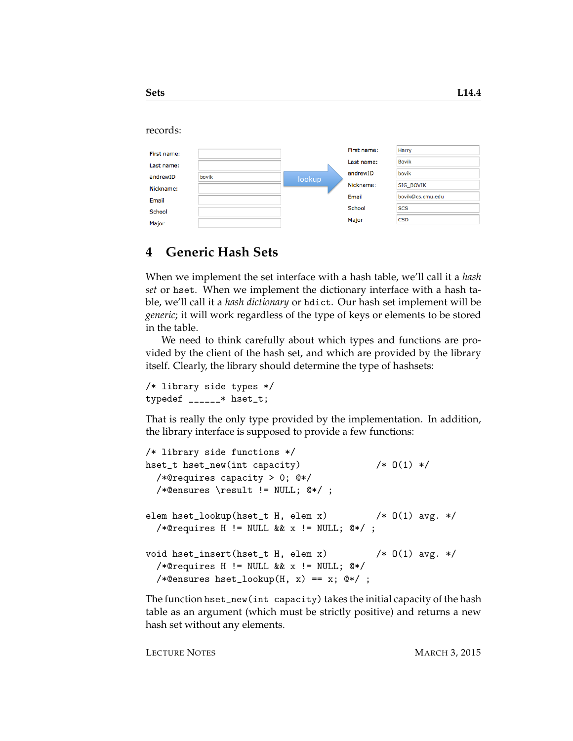records:

| | |
|---|---|
| First name: | |
| Last name: | |
| andrewID | bovik |
| Nickname: | |
| Email | |
| School | |
| Major | |

lookup

| | |
|---|---|
| First name: | Harry |
| Last name: | Bovik |
| andrewID | bovik |
| Nickname: | SIG_BOVIK |
| Email | bovik@cs.cmu.edu |
| School | SCS |
| Major | CSD |

## 4 Generic Hash Sets

When we implement the set interface with a hash table, we'll call it a *hash set* or hset. When we implement the dictionary interface with a hash table, we'll call it a *hash dictionary* or hdict. Our hash set implement will be *generic*; it will work regardless of the type of keys or elements to be stored in the table.

We need to think carefully about which types and functions are provided by the client of the hash set, and which are provided by the library itself. Clearly, the library should determine the type of hashsets:

```
/* library side types */
typedef ______* hset_t;
```

That is really the only type provided by the implementation. In addition, the library interface is supposed to provide a few functions:

```
/* library side functions */
hset_t hset_new(int capacity)              /* O(1) */
  /*@requires capacity > 0; @*/
  /*@ensures \result != NULL; @*/ ;

elem hset_lookup(hset_t H, elem x)         /* O(1) avg. */
  /*@requires H != NULL && x != NULL; @*/ ;

void hset_insert(hset_t H, elem x)         /* O(1) avg. */
  /*@requires H != NULL && x != NULL; @*/
  /*@ensures hset_lookup(H, x) == x; @*/ ;
```

The function hset_new(int capacity) takes the initial capacity of the hash table as an argument (which must be strictly positive) and returns a new hash set without any elements.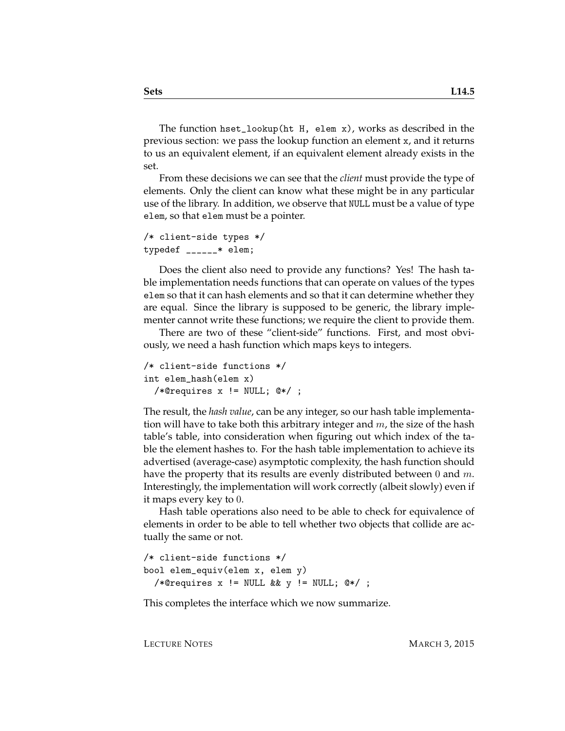The function `hset_lookup(ht H, elem x)`, works as described in the previous section: we pass the lookup function an element `x`, and it returns to us an equivalent element, if an equivalent element already exists in the set.

From these decisions we can see that the *client* must provide the type of elements. Only the client can know what these might be in any particular use of the library. In addition, we observe that `NULL` must be a value of type `elem`, so that `elem` must be a pointer.

```
/* client-side types */
typedef ______* elem;
```

Does the client also need to provide any functions? Yes! The hash table implementation needs functions that can operate on values of the types `elem` so that it can hash elements and so that it can determine whether they are equal. Since the library is supposed to be generic, the library implementer cannot write these functions; we require the client to provide them.

There are two of these "client-side" functions. First, and most obviously, we need a hash function which maps keys to integers.

```
/* client-side functions */
int elem_hash(elem x)
  /*@requires x != NULL; @*/ ;
```

The result, the *hash value*, can be any integer, so our hash table implementation will have to take both this arbitrary integer and $m$, the size of the hash table's table, into consideration when figuring out which index of the table the element hashes to. For the hash table implementation to achieve its advertised (average-case) asymptotic complexity, the hash function should have the property that its results are evenly distributed between $0$ and $m$. Interestingly, the implementation will work correctly (albeit slowly) even if it maps every key to $0$.

Hash table operations also need to be able to check for equivalence of elements in order to be able to tell whether two objects that collide are actually the same or not.

```
/* client-side functions */
bool elem_equiv(elem x, elem y)
  /*@requires x != NULL && y != NULL; @*/ ;
```

This completes the interface which we now summarize.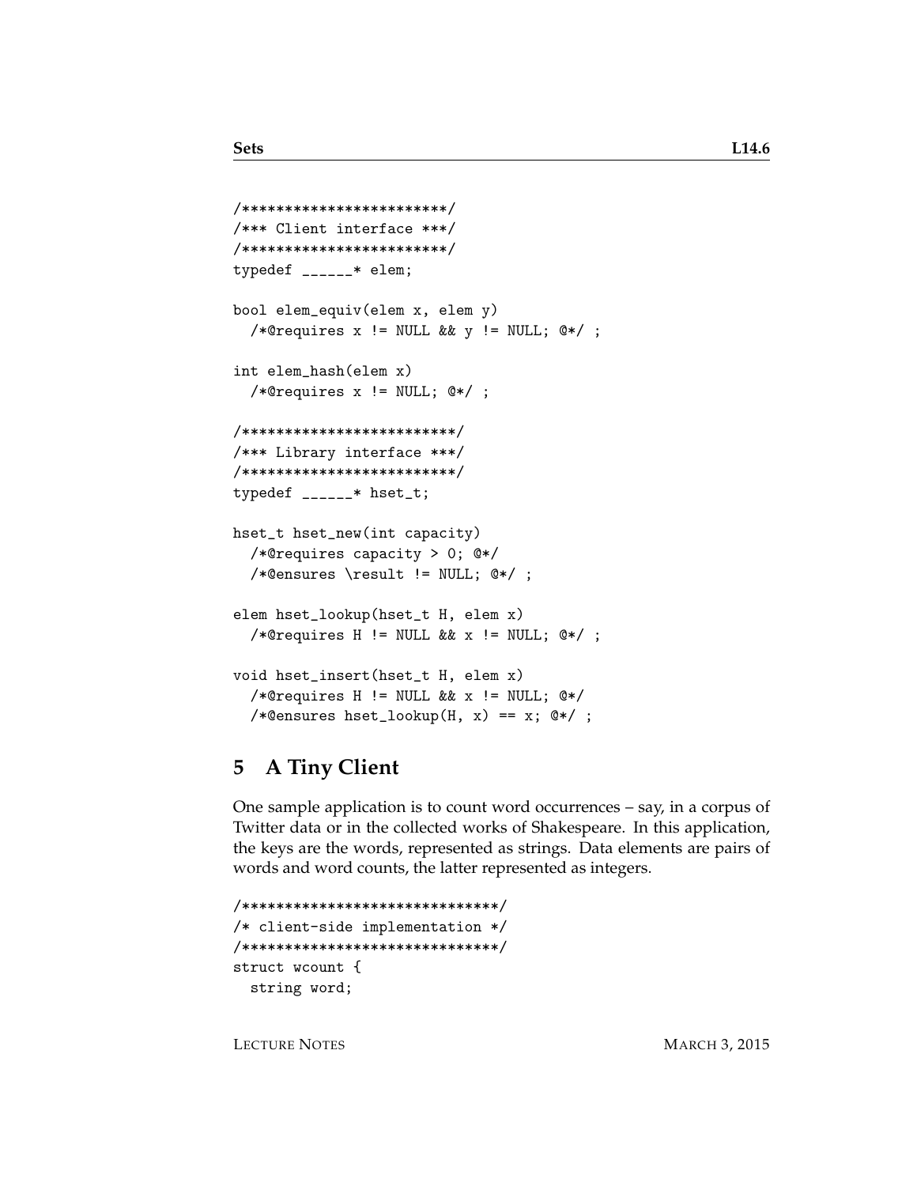```
/************************/
/*** Client interface ***/
/************************/
typedef ______* elem;

bool elem_equiv(elem x, elem y)
  /*@requires x != NULL && y != NULL; @*/ ;

int elem_hash(elem x)
  /*@requires x != NULL; @*/ ;

/*************************/
/*** Library interface ***/
/*************************/
typedef ______* hset_t;

hset_t hset_new(int capacity)
  /*@requires capacity > 0; @*/
  /*@ensures \result != NULL; @*/ ;

elem hset_lookup(hset_t H, elem x)
  /*@requires H != NULL && x != NULL; @*/ ;

void hset_insert(hset_t H, elem x)
  /*@requires H != NULL && x != NULL; @*/
  /*@ensures hset_lookup(H, x) == x; @*/ ;
```

## 5 A Tiny Client

One sample application is to count word occurrences – say, in a corpus of Twitter data or in the collected works of Shakespeare. In this application, the keys are the words, represented as strings. Data elements are pairs of words and word counts, the latter represented as integers.

```
/******************************/
/* client-side implementation */
/******************************/
struct wcount {
  string word;
```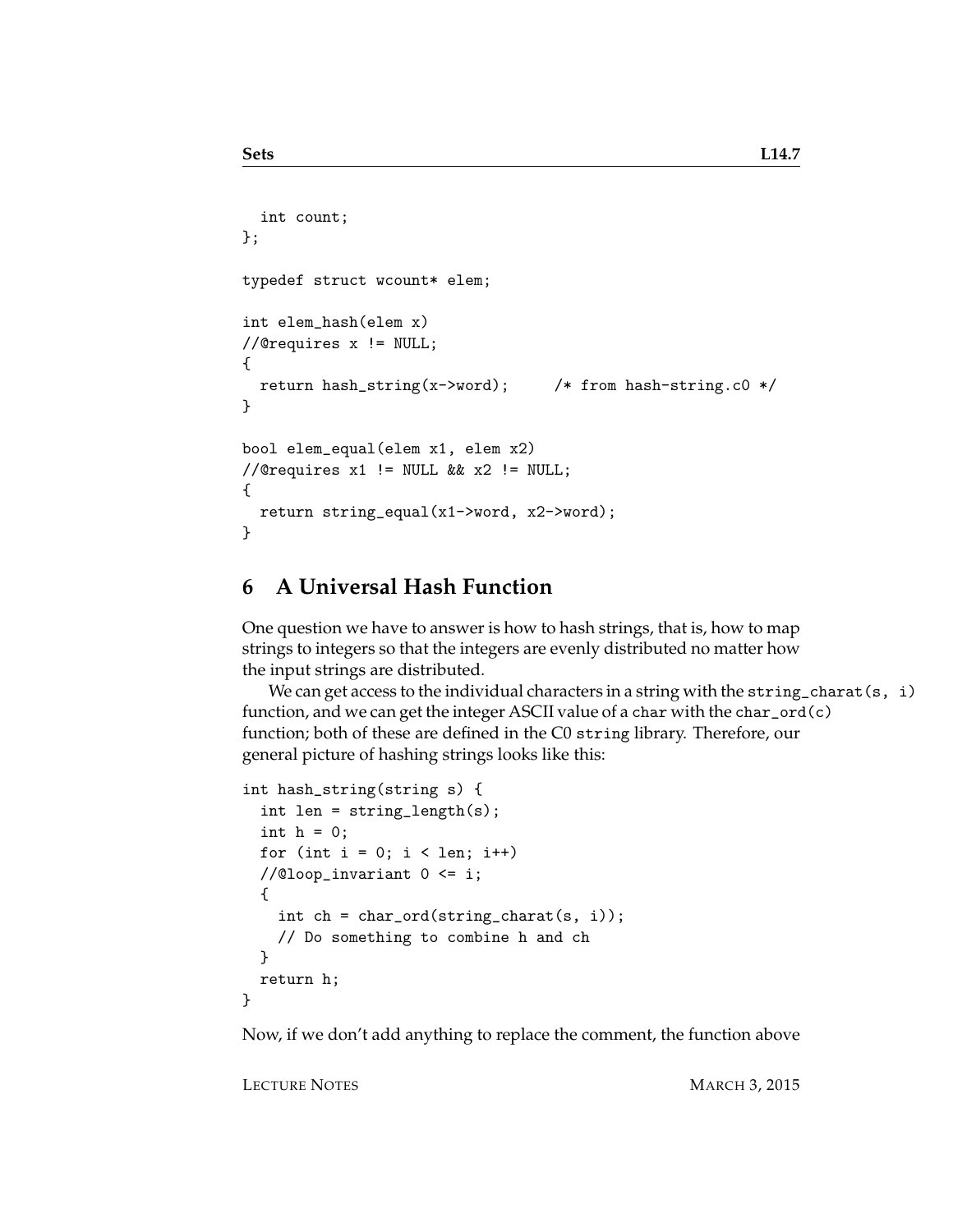```
  int count;
};

typedef struct wcount* elem;

int elem_hash(elem x)
//@requires x != NULL;
{
  return hash_string(x->word);     /* from hash-string.c0 */
}

bool elem_equal(elem x1, elem x2)
//@requires x1 != NULL && x2 != NULL;
{
  return string_equal(x1->word, x2->word);
}
```

## 6 A Universal Hash Function

One question we have to answer is how to hash strings, that is, how to map strings to integers so that the integers are evenly distributed no matter how the input strings are distributed.

We can get access to the individual characters in a string with the `string_charat(s, i)` function, and we can get the integer ASCII value of a `char` with the `char_ord(c)` function; both of these are defined in the C0 `string` library. Therefore, our general picture of hashing strings looks like this:

```
int hash_string(string s) {
  int len = string_length(s);
  int h = 0;
  for (int i = 0; i < len; i++)
  //@loop_invariant 0 <= i;
  {
    int ch = char_ord(string_charat(s, i));
    // Do something to combine h and ch
  }
  return h;
}
```

Now, if we don't add anything to replace the comment, the function above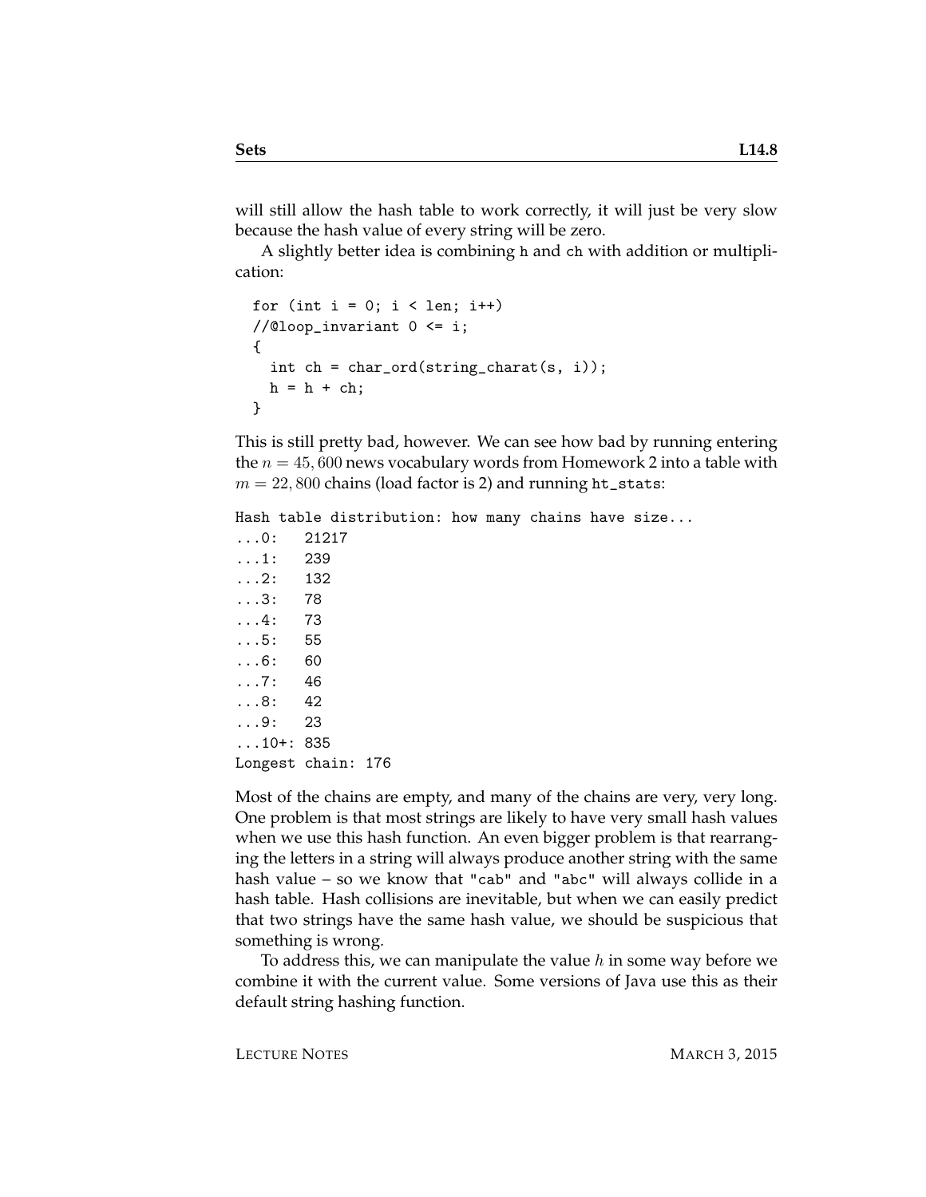will still allow the hash table to work correctly, it will just be very slow because the hash value of every string will be zero.

A slightly better idea is combining `h` and `ch` with addition or multiplication:

```
for (int i = 0; i < len; i++)
//@loop_invariant 0 <= i;
{
  int ch = char_ord(string_charat(s, i));
  h = h + ch;
}
```

This is still pretty bad, however. We can see how bad by running entering the $n = 45,600$ news vocabulary words from Homework 2 into a table with $m = 22,800$ chains (load factor is 2) and running `ht_stats`:

```
Hash table distribution: how many chains have size...
...0:   21217
...1:   239
...2:   132
...3:   78
...4:   73
...5:   55
...6:   60
...7:   46
...8:   42
...9:   23
...10+: 835
Longest chain: 176
```

Most of the chains are empty, and many of the chains are very, very long. One problem is that most strings are likely to have very small hash values when we use this hash function. An even bigger problem is that rearranging the letters in a string will always produce another string with the same hash value – so we know that `"cab"` and `"abc"` will always collide in a hash table. Hash collisions are inevitable, but when we can easily predict that two strings have the same hash value, we should be suspicious that something is wrong.

To address this, we can manipulate the value $h$ in some way before we combine it with the current value. Some versions of Java use this as their default string hashing function.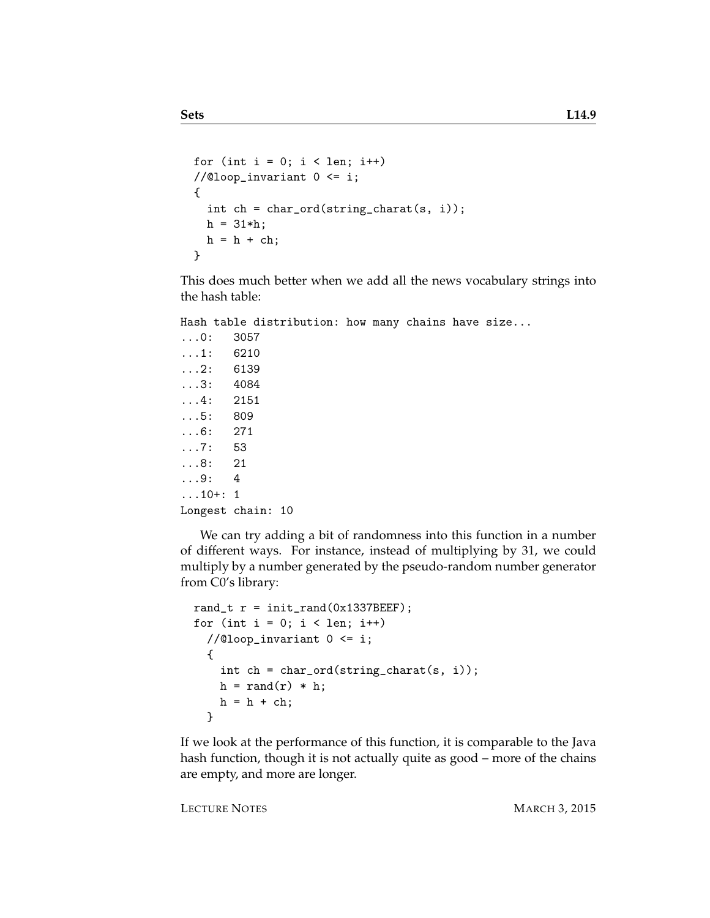```
  for (int i = 0; i < len; i++)
  //@loop_invariant 0 <= i;
  {
    int ch = char_ord(string_charat(s, i));
    h = 31*h;
    h = h + ch;
  }
```

This does much better when we add all the news vocabulary strings into the hash table:

```
Hash table distribution: how many chains have size...
...0:   3057
...1:   6210
...2:   6139
...3:   4084
...4:   2151
...5:   809
...6:   271
...7:   53
...8:   21
...9:   4
...10+: 1
Longest chain: 10
```

We can try adding a bit of randomness into this function in a number of different ways. For instance, instead of multiplying by 31, we could multiply by a number generated by the pseudo-random number generator from C0's library:

```
  rand_t r = init_rand(0x1337BEEF);
  for (int i = 0; i < len; i++)
    //@loop_invariant 0 <= i;
    {
      int ch = char_ord(string_charat(s, i));
      h = rand(r) * h;
      h = h + ch;
    }
```

If we look at the performance of this function, it is comparable to the Java hash function, though it is not actually quite as good – more of the chains are empty, and more are longer.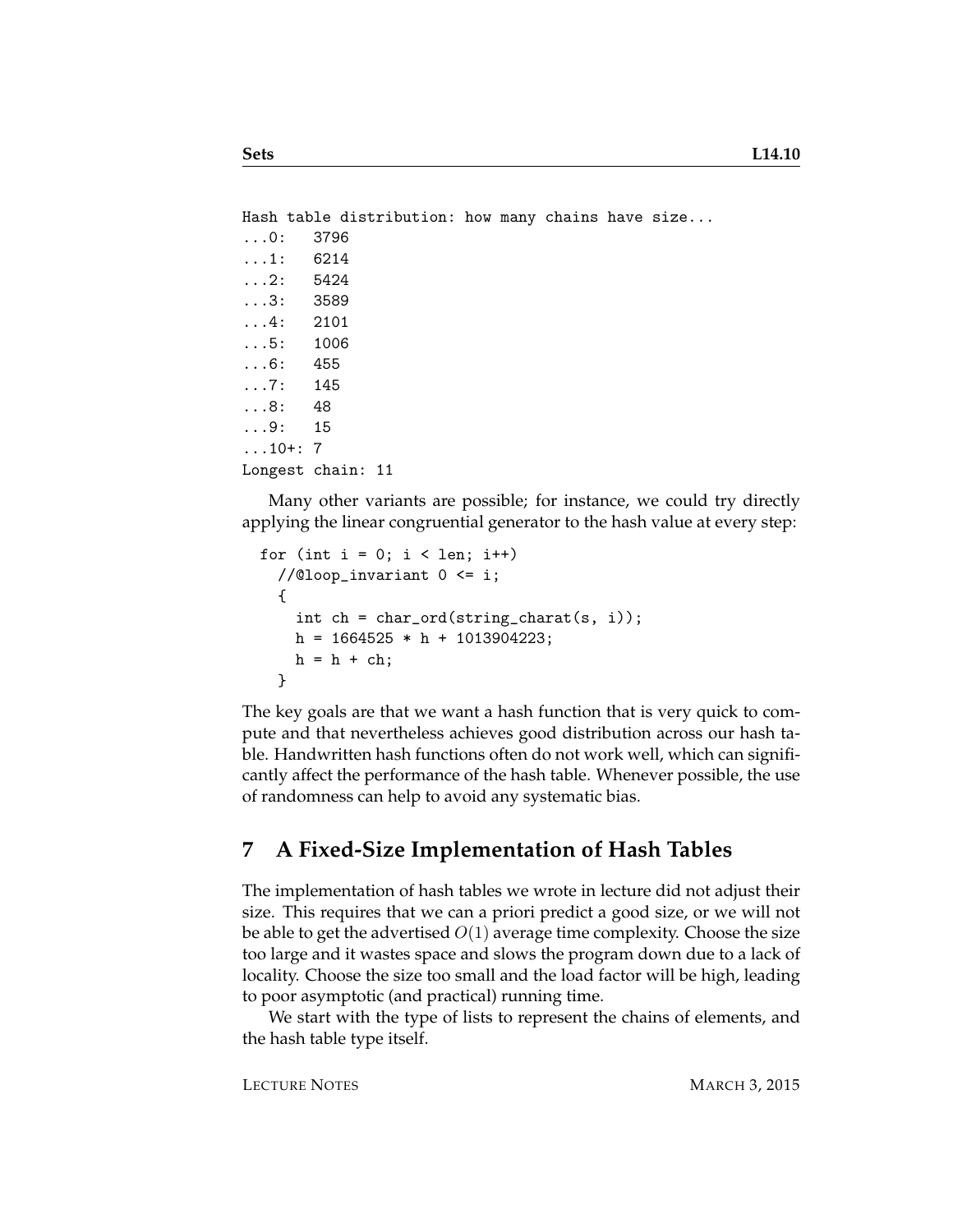```
Hash table distribution: how many chains have size...
...0:   3796
...1:   6214
...2:   5424
...3:   3589
...4:   2101
...5:   1006
...6:   455
...7:   145
...8:   48
...9:   15
...10+: 7
Longest chain: 11
```

Many other variants are possible; for instance, we could try directly applying the linear congruential generator to the hash value at every step:

```
for (int i = 0; i < len; i++)
  //@loop_invariant 0 <= i;
  {
    int ch = char_ord(string_charat(s, i));
    h = 1664525 * h + 1013904223;
    h = h + ch;
  }
```

The key goals are that we want a hash function that is very quick to compute and that nevertheless achieves good distribution across our hash table. Handwritten hash functions often do not work well, which can significantly affect the performance of the hash table. Whenever possible, the use of randomness can help to avoid any systematic bias.

## 7 A Fixed-Size Implementation of Hash Tables

The implementation of hash tables we wrote in lecture did not adjust their size. This requires that we can a priori predict a good size, or we will not be able to get the advertised $O(1)$ average time complexity. Choose the size too large and it wastes space and slows the program down due to a lack of locality. Choose the size too small and the load factor will be high, leading to poor asymptotic (and practical) running time.

We start with the type of lists to represent the chains of elements, and the hash table type itself.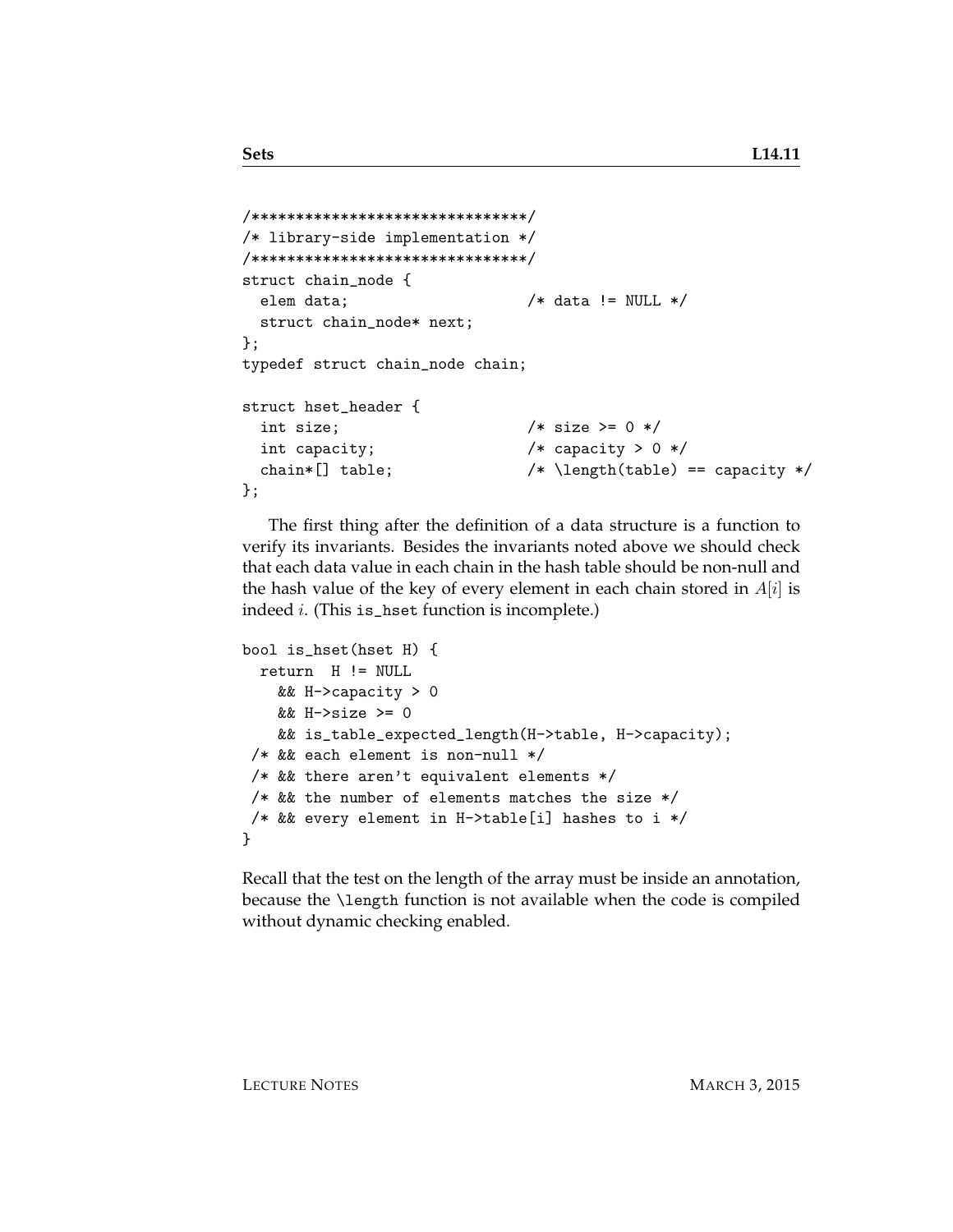```
/*******************************/
/* library-side implementation */
/*******************************/
struct chain_node {
  elem data;                    /* data != NULL */
  struct chain_node* next;
};
typedef struct chain_node chain;

struct hset_header {
  int size;                     /* size >= 0 */
  int capacity;                 /* capacity > 0 */
  chain*[] table;               /* \length(table) == capacity */
};
```

The first thing after the definition of a data structure is a function to verify its invariants. Besides the invariants noted above we should check that each data value in each chain in the hash table should be non-null and the hash value of the key of every element in each chain stored in $A[i]$ is indeed $i$. (This `is_hset` function is incomplete.)

```
bool is_hset(hset H) {
  return  H != NULL
    && H->capacity > 0
    && H->size >= 0
    && is_table_expected_length(H->table, H->capacity);
 /* && each element is non-null */
 /* && there aren't equivalent elements */
 /* && the number of elements matches the size */
 /* && every element in H->table[i] hashes to i */
}
```

Recall that the test on the length of the array must be inside an annotation, because the `\length` function is not available when the code is compiled without dynamic checking enabled.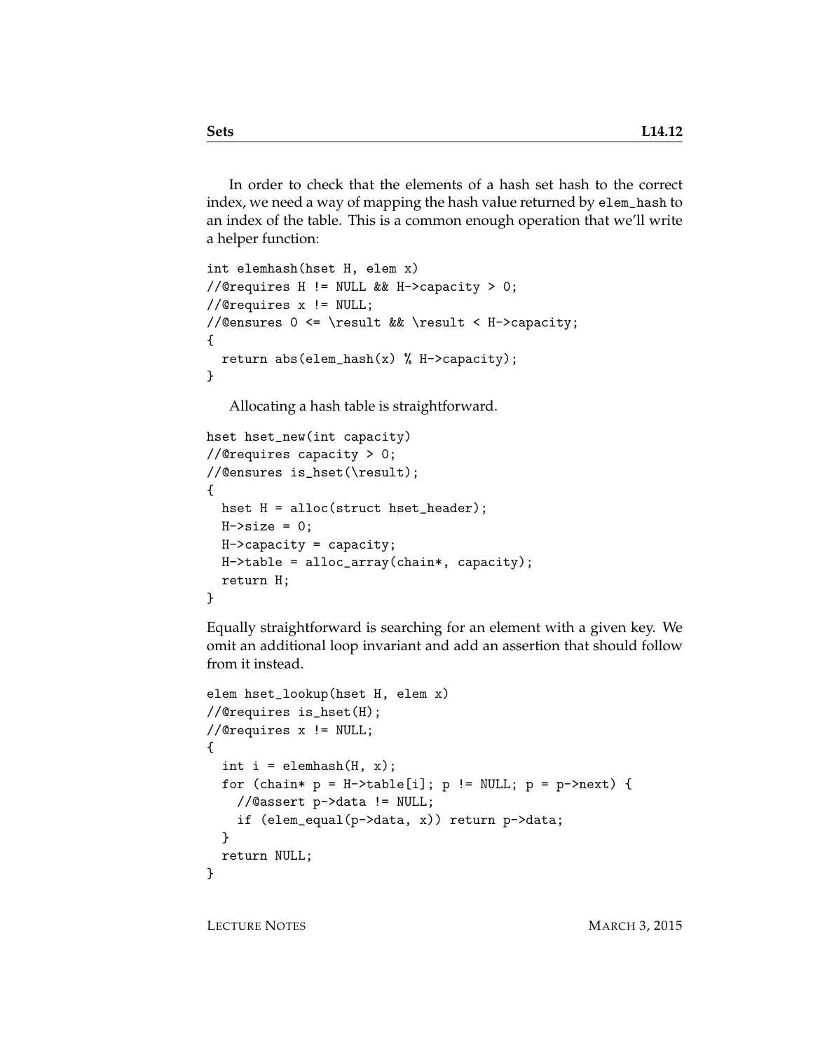In order to check that the elements of a hash set hash to the correct index, we need a way of mapping the hash value returned by `elem_hash` to an index of the table. This is a common enough operation that we'll write a helper function:

```
int elemhash(hset H, elem x)
//@requires H != NULL && H->capacity > 0;
//@requires x != NULL;
//@ensures 0 <= \result && \result < H->capacity;
{
  return abs(elem_hash(x) % H->capacity);
}
```

Allocating a hash table is straightforward.

```
hset hset_new(int capacity)
//@requires capacity > 0;
//@ensures is_hset(\result);
{
  hset H = alloc(struct hset_header);
  H->size = 0;
  H->capacity = capacity;
  H->table = alloc_array(chain*, capacity);
  return H;
}
```

Equally straightforward is searching for an element with a given key. We omit an additional loop invariant and add an assertion that should follow from it instead.

```
elem hset_lookup(hset H, elem x)
//@requires is_hset(H);
//@requires x != NULL;
{
  int i = elemhash(H, x);
  for (chain* p = H->table[i]; p != NULL; p = p->next) {
    //@assert p->data != NULL;
    if (elem_equal(p->data, x)) return p->data;
  }
  return NULL;
}
```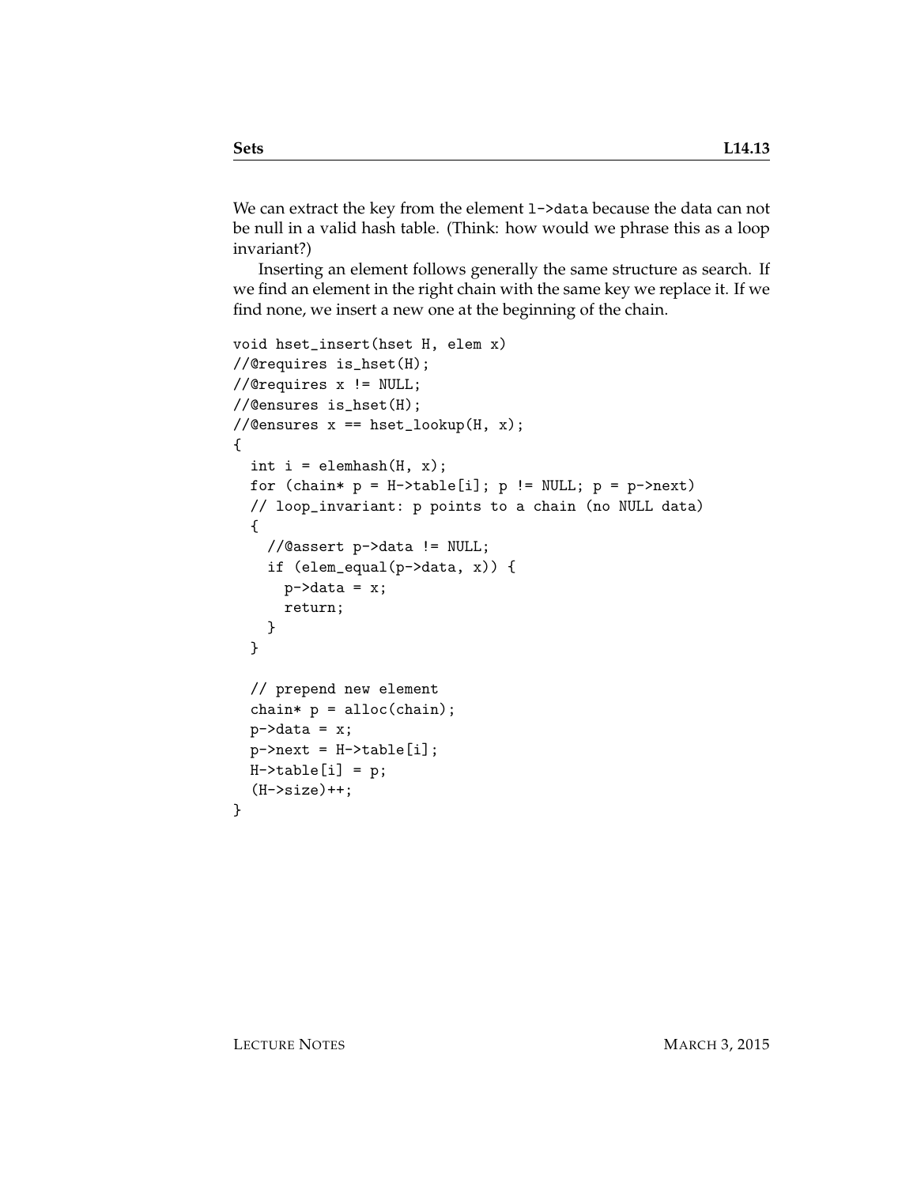We can extract the key from the element `l->data` because the data can not be null in a valid hash table. (Think: how would we phrase this as a loop invariant?)

Inserting an element follows generally the same structure as search. If we find an element in the right chain with the same key we replace it. If we find none, we insert a new one at the beginning of the chain.

```
void hset_insert(hset H, elem x)
//@requires is_hset(H);
//@requires x != NULL;
//@ensures is_hset(H);
//@ensures x == hset_lookup(H, x);
{
  int i = elemhash(H, x);
  for (chain* p = H->table[i]; p != NULL; p = p->next)
  // loop_invariant: p points to a chain (no NULL data)
  {
    //@assert p->data != NULL;
    if (elem_equal(p->data, x)) {
      p->data = x;
      return;
    }
  }

  // prepend new element
  chain* p = alloc(chain);
  p->data = x;
  p->next = H->table[i];
  H->table[i] = p;
  (H->size)++;
}
```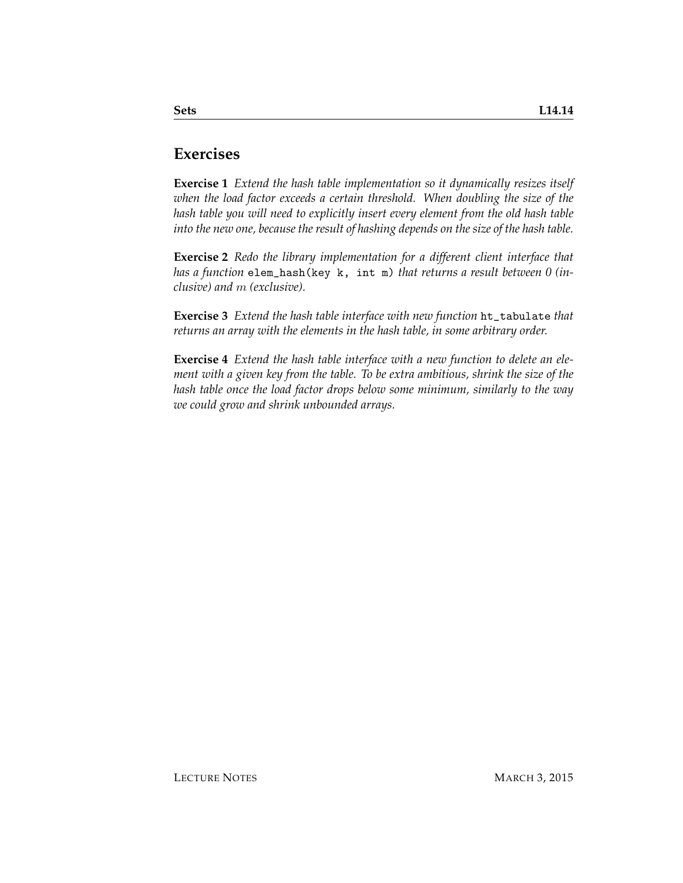## Exercises

**Exercise 1** *Extend the hash table implementation so it dynamically resizes itself when the load factor exceeds a certain threshold. When doubling the size of the hash table you will need to explicitly insert every element from the old hash table into the new one, because the result of hashing depends on the size of the hash table.*

**Exercise 2** *Redo the library implementation for a different client interface that has a function* `elem_hash(key k, int m)` *that returns a result between 0 (inclusive) and $m$ (exclusive).*

**Exercise 3** *Extend the hash table interface with new function* `ht_tabulate` *that returns an array with the elements in the hash table, in some arbitrary order.*

**Exercise 4** *Extend the hash table interface with a new function to delete an element with a given key from the table. To be extra ambitious, shrink the size of the hash table once the load factor drops below some minimum, similarly to the way we could grow and shrink unbounded arrays.*